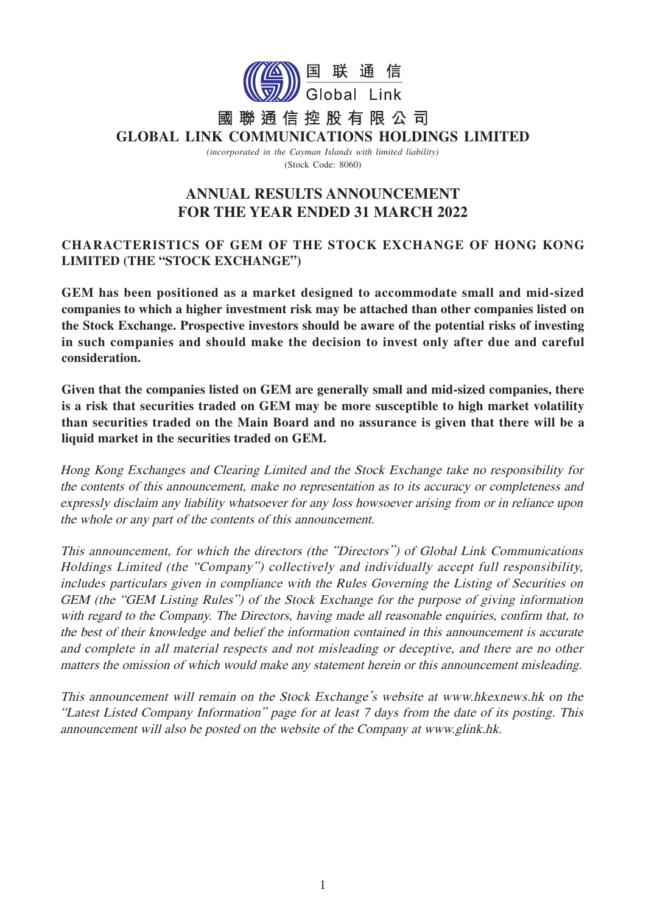国 联 通 信
Global Link

# 國聯通信控股有限公司
# GLOBAL LINK COMMUNICATIONS HOLDINGS LIMITED

*(incorporated in the Cayman Islands with limited liability)*
(Stock Code: 8060)

## ANNUAL RESULTS ANNOUNCEMENT FOR THE YEAR ENDED 31 MARCH 2022

### CHARACTERISTICS OF GEM OF THE STOCK EXCHANGE OF HONG KONG LIMITED (THE "STOCK EXCHANGE")

**GEM has been positioned as a market designed to accommodate small and mid-sized companies to which a higher investment risk may be attached than other companies listed on the Stock Exchange. Prospective investors should be aware of the potential risks of investing in such companies and should make the decision to invest only after due and careful consideration.**

**Given that the companies listed on GEM are generally small and mid-sized companies, there is a risk that securities traded on GEM may be more susceptible to high market volatility than securities traded on the Main Board and no assurance is given that there will be a liquid market in the securities traded on GEM.**

*Hong Kong Exchanges and Clearing Limited and the Stock Exchange take no responsibility for the contents of this announcement, make no representation as to its accuracy or completeness and expressly disclaim any liability whatsoever for any loss howsoever arising from or in reliance upon the whole or any part of the contents of this announcement.*

*This announcement, for which the directors (the "Directors") of Global Link Communications Holdings Limited (the "Company") collectively and individually accept full responsibility, includes particulars given in compliance with the Rules Governing the Listing of Securities on GEM (the "GEM Listing Rules") of the Stock Exchange for the purpose of giving information with regard to the Company. The Directors, having made all reasonable enquiries, confirm that, to the best of their knowledge and belief the information contained in this announcement is accurate and complete in all material respects and not misleading or deceptive, and there are no other matters the omission of which would make any statement herein or this announcement misleading.*

*This announcement will remain on the Stock Exchange's website at www.hkexnews.hk on the "Latest Listed Company Information" page for at least 7 days from the date of its posting. This announcement will also be posted on the website of the Company at www.glink.hk.*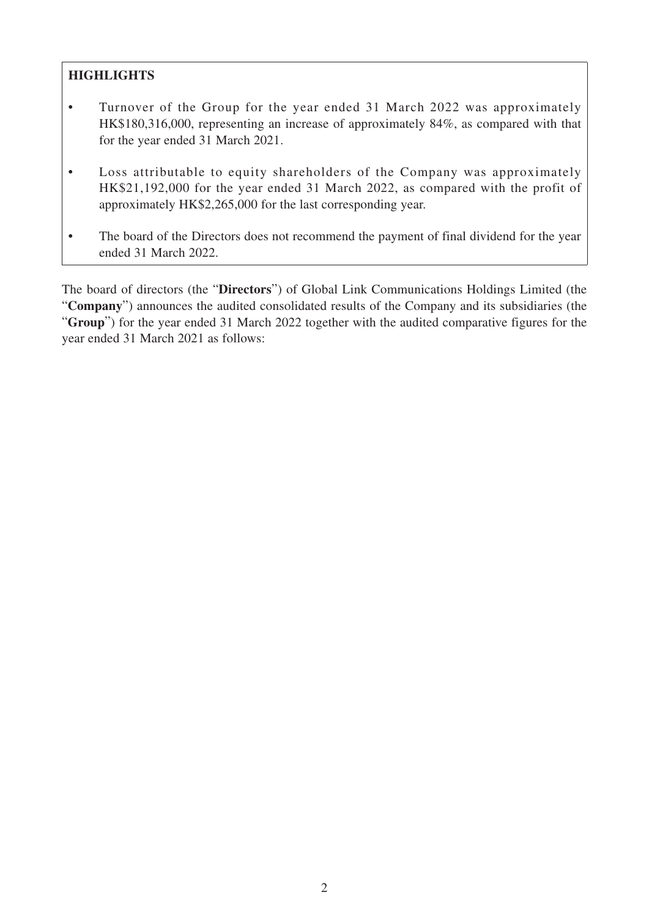## HIGHLIGHTS

- Turnover of the Group for the year ended 31 March 2022 was approximately HK$180,316,000, representing an increase of approximately 84%, as compared with that for the year ended 31 March 2021.
- Loss attributable to equity shareholders of the Company was approximately HK$21,192,000 for the year ended 31 March 2022, as compared with the profit of approximately HK$2,265,000 for the last corresponding year.
- The board of the Directors does not recommend the payment of final dividend for the year ended 31 March 2022.

The board of directors (the "**Directors**") of Global Link Communications Holdings Limited (the "**Company**") announces the audited consolidated results of the Company and its subsidiaries (the "**Group**") for the year ended 31 March 2022 together with the audited comparative figures for the year ended 31 March 2021 as follows: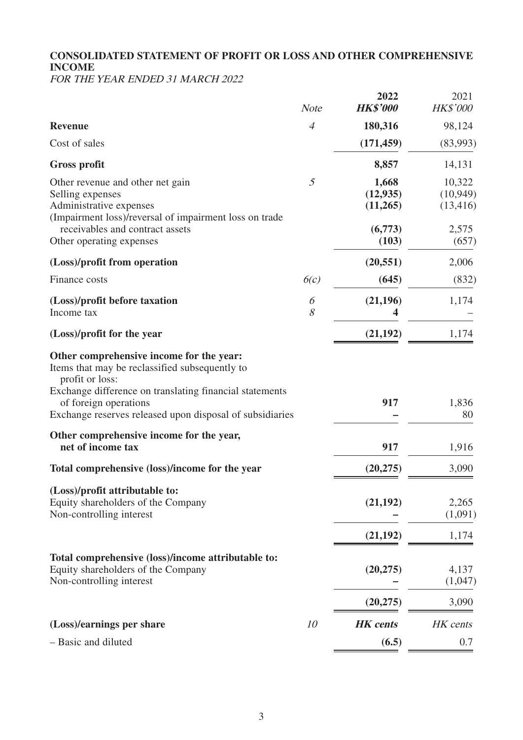**CONSOLIDATED STATEMENT OF PROFIT OR LOSS AND OTHER COMPREHENSIVE INCOME**

*FOR THE YEAR ENDED 31 MARCH 2022*

| | *Note* | **2022** *HK$'000* | 2021 *HK$'000* |
|---|---|---|---|
| **Revenue** | *4* | **180,316** | 98,124 |
| Cost of sales | | **(171,459)** | (83,993) |
| **Gross profit** | | **8,857** | 14,131 |
| Other revenue and other net gain | *5* | **1,668** | 10,322 |
| Selling expenses | | **(12,935)** | (10,949) |
| Administrative expenses | | **(11,265)** | (13,416) |
| (Impairment loss)/reversal of impairment loss on trade receivables and contract assets | | **(6,773)** | 2,575 |
| Other operating expenses | | **(103)** | (657) |
| **(Loss)/profit from operation** | | **(20,551)** | 2,006 |
| Finance costs | *6(c)* | **(645)** | (832) |
| **(Loss)/profit before taxation** | *6* | **(21,196)** | 1,174 |
| Income tax | *8* | **4** | – |
| **(Loss)/profit for the year** | | **(21,192)** | 1,174 |
| **Other comprehensive income for the year:** | | | |
| Items that may be reclassified subsequently to profit or loss: | | | |
| Exchange difference on translating financial statements of foreign operations | | **917** | 1,836 |
| Exchange reserves released upon disposal of subsidiaries | | **–** | 80 |
| **Other comprehensive income for the year, net of income tax** | | **917** | 1,916 |
| **Total comprehensive (loss)/income for the year** | | **(20,275)** | 3,090 |
| **(Loss)/profit attributable to:** | | | |
| Equity shareholders of the Company | | **(21,192)** | 2,265 |
| Non-controlling interest | | **–** | (1,091) |
| | | **(21,192)** | 1,174 |
| **Total comprehensive (loss)/income attributable to:** | | | |
| Equity shareholders of the Company | | **(20,275)** | 4,137 |
| Non-controlling interest | | **–** | (1,047) |
| | | **(20,275)** | 3,090 |
| **(Loss)/earnings per share** | *10* | ***HK cents*** | *HK cents* |
| – Basic and diluted | | **(6.5)** | 0.7 |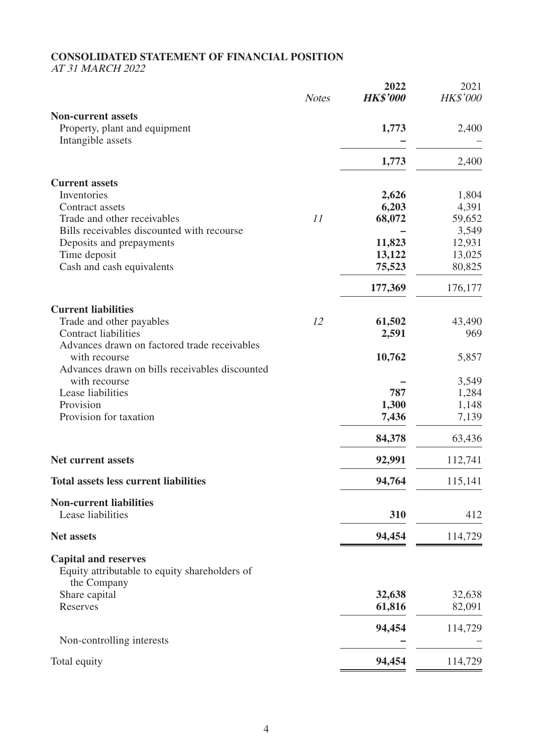**CONSOLIDATED STATEMENT OF FINANCIAL POSITION**

*AT 31 MARCH 2022*

| | Notes | 2022 HK$'000 | 2021 HK$'000 |
|---|---|---|---|
| **Non-current assets** | | | |
| Property, plant and equipment | | **1,773** | 2,400 |
| Intangible assets | | **–** | – |
| | | **1,773** | 2,400 |
| **Current assets** | | | |
| Inventories | | **2,626** | 1,804 |
| Contract assets | | **6,203** | 4,391 |
| Trade and other receivables | 11 | **68,072** | 59,652 |
| Bills receivables discounted with recourse | | **–** | 3,549 |
| Deposits and prepayments | | **11,823** | 12,931 |
| Time deposit | | **13,122** | 13,025 |
| Cash and cash equivalents | | **75,523** | 80,825 |
| | | **177,369** | 176,177 |
| **Current liabilities** | | | |
| Trade and other payables | 12 | **61,502** | 43,490 |
| Contract liabilities | | **2,591** | 969 |
| Advances drawn on factored trade receivables with recourse | | **10,762** | 5,857 |
| Advances drawn on bills receivables discounted with recourse | | **–** | 3,549 |
| Lease liabilities | | **787** | 1,284 |
| Provision | | **1,300** | 1,148 |
| Provision for taxation | | **7,436** | 7,139 |
| | | **84,378** | 63,436 |
| **Net current assets** | | **92,991** | 112,741 |
| **Total assets less current liabilities** | | **94,764** | 115,141 |
| **Non-current liabilities** | | | |
| Lease liabilities | | **310** | 412 |
| **Net assets** | | **94,454** | 114,729 |
| **Capital and reserves** | | | |
| Equity attributable to equity shareholders of the Company | | | |
| Share capital | | **32,638** | 32,638 |
| Reserves | | **61,816** | 82,091 |
| | | **94,454** | 114,729 |
| Non-controlling interests | | **–** | – |
| Total equity | | **94,454** | 114,729 |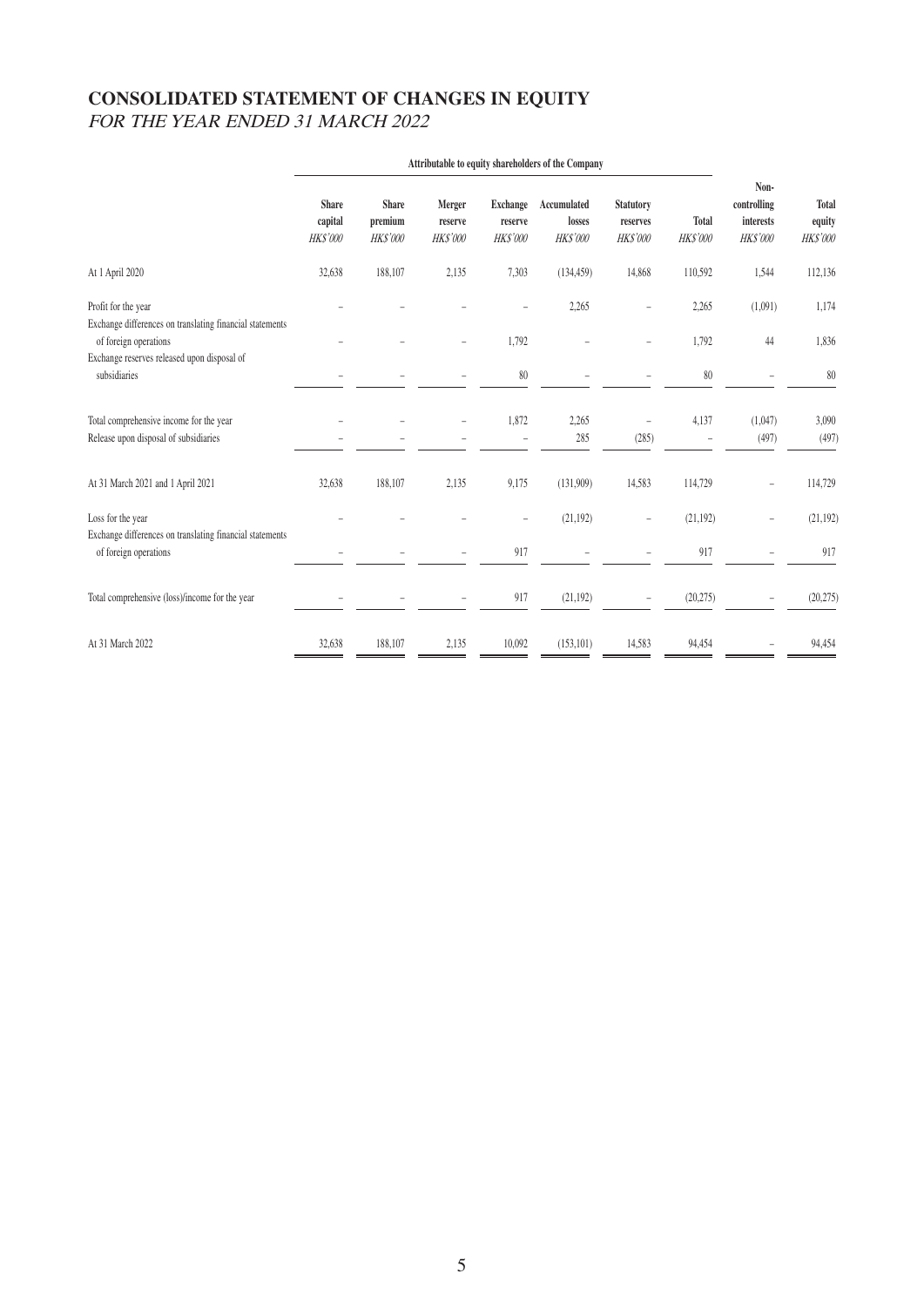# CONSOLIDATED STATEMENT OF CHANGES IN EQUITY

*FOR THE YEAR ENDED 31 MARCH 2022*

| | Attributable to equity shareholders of the Company | | | | | | | | |
|---|---|---|---|---|---|---|---|---|---|
| | Share capital | Share premium | Merger reserve | Exchange reserve | Accumulated losses | Statutory reserves | Total | Non-controlling interests | Total equity |
| | *HK$'000* | *HK$'000* | *HK$'000* | *HK$'000* | *HK$'000* | *HK$'000* | *HK$'000* | *HK$'000* | *HK$'000* |
| At 1 April 2020 | 32,638 | 188,107 | 2,135 | 7,303 | (134,459) | 14,868 | 110,592 | 1,544 | 112,136 |
| Profit for the year | – | – | – | – | 2,265 | – | 2,265 | (1,091) | 1,174 |
| Exchange differences on translating financial statements of foreign operations | – | – | – | 1,792 | – | – | 1,792 | 44 | 1,836 |
| Exchange reserves released upon disposal of subsidiaries | – | – | – | 80 | – | – | 80 | – | 80 |
| Total comprehensive income for the year | – | – | – | 1,872 | 2,265 | – | 4,137 | (1,047) | 3,090 |
| Release upon disposal of subsidiaries | – | – | – | – | 285 | (285) | – | (497) | (497) |
| At 31 March 2021 and 1 April 2021 | 32,638 | 188,107 | 2,135 | 9,175 | (131,909) | 14,583 | 114,729 | – | 114,729 |
| Loss for the year | – | – | – | – | (21,192) | – | (21,192) | – | (21,192) |
| Exchange differences on translating financial statements of foreign operations | – | – | – | 917 | – | – | 917 | – | 917 |
| Total comprehensive (loss)/income for the year | – | – | – | 917 | (21,192) | – | (20,275) | – | (20,275) |
| At 31 March 2022 | 32,638 | 188,107 | 2,135 | 10,092 | (153,101) | 14,583 | 94,454 | – | 94,454 |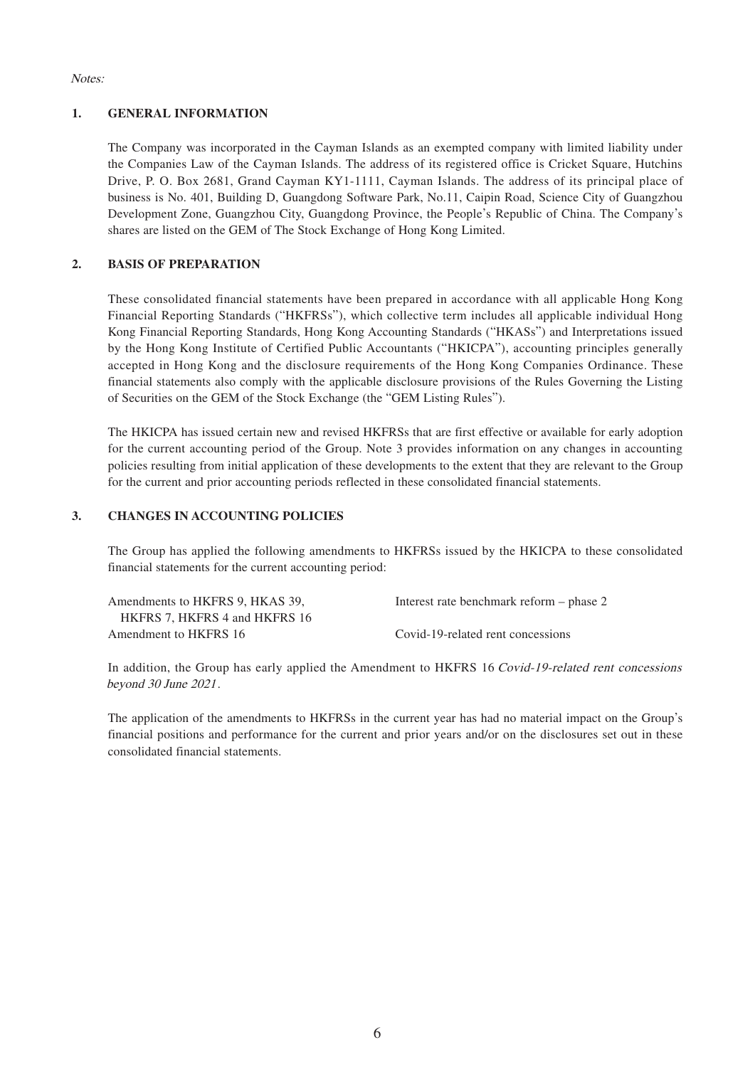*Notes:*

## 1. GENERAL INFORMATION

The Company was incorporated in the Cayman Islands as an exempted company with limited liability under the Companies Law of the Cayman Islands. The address of its registered office is Cricket Square, Hutchins Drive, P. O. Box 2681, Grand Cayman KY1-1111, Cayman Islands. The address of its principal place of business is No. 401, Building D, Guangdong Software Park, No.11, Caipin Road, Science City of Guangzhou Development Zone, Guangzhou City, Guangdong Province, the People's Republic of China. The Company's shares are listed on the GEM of The Stock Exchange of Hong Kong Limited.

## 2. BASIS OF PREPARATION

These consolidated financial statements have been prepared in accordance with all applicable Hong Kong Financial Reporting Standards ("HKFRSs"), which collective term includes all applicable individual Hong Kong Financial Reporting Standards, Hong Kong Accounting Standards ("HKASs") and Interpretations issued by the Hong Kong Institute of Certified Public Accountants ("HKICPA"), accounting principles generally accepted in Hong Kong and the disclosure requirements of the Hong Kong Companies Ordinance. These financial statements also comply with the applicable disclosure provisions of the Rules Governing the Listing of Securities on the GEM of the Stock Exchange (the "GEM Listing Rules").

The HKICPA has issued certain new and revised HKFRSs that are first effective or available for early adoption for the current accounting period of the Group. Note 3 provides information on any changes in accounting policies resulting from initial application of these developments to the extent that they are relevant to the Group for the current and prior accounting periods reflected in these consolidated financial statements.

## 3. CHANGES IN ACCOUNTING POLICIES

The Group has applied the following amendments to HKFRSs issued by the HKICPA to these consolidated financial statements for the current accounting period:

| | |
|---|---|
| Amendments to HKFRS 9, HKAS 39, HKFRS 7, HKFRS 4 and HKFRS 16 | Interest rate benchmark reform – phase 2 |
| Amendment to HKFRS 16 | Covid-19-related rent concessions |

In addition, the Group has early applied the Amendment to HKFRS 16 *Covid-19-related rent concessions beyond 30 June 2021*.

The application of the amendments to HKFRSs in the current year has had no material impact on the Group's financial positions and performance for the current and prior years and/or on the disclosures set out in these consolidated financial statements.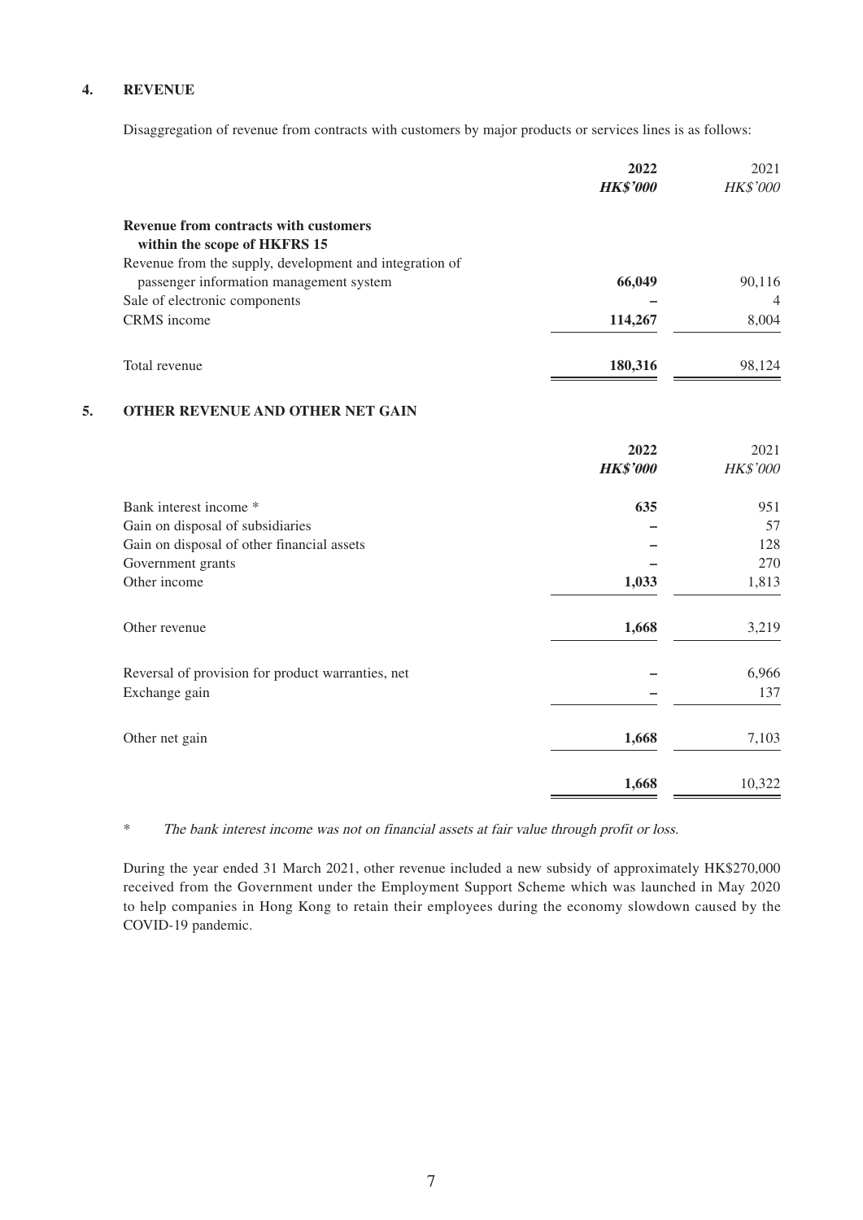## 4. REVENUE

Disaggregation of revenue from contracts with customers by major products or services lines is as follows:

| | 2022 | 2021 |
|---|---|---|
| | ***HK$'000*** | *HK$'000* |
| **Revenue from contracts with customers within the scope of HKFRS 15** | | |
| Revenue from the supply, development and integration of passenger information management system | **66,049** | 90,116 |
| Sale of electronic components | **–** | 4 |
| CRMS income | **114,267** | 8,004 |
| Total revenue | **180,316** | 98,124 |

## 5. OTHER REVENUE AND OTHER NET GAIN

| | 2022 | 2021 |
|---|---|---|
| | ***HK$'000*** | *HK$'000* |
| Bank interest income * | **635** | 951 |
| Gain on disposal of subsidiaries | **–** | 57 |
| Gain on disposal of other financial assets | **–** | 128 |
| Government grants | **–** | 270 |
| Other income | **1,033** | 1,813 |
| Other revenue | **1,668** | 3,219 |
| Reversal of provision for product warranties, net | **–** | 6,966 |
| Exchange gain | **–** | 137 |
| Other net gain | **1,668** | 7,103 |
| | **1,668** | 10,322 |

\* *The bank interest income was not on financial assets at fair value through profit or loss.*

During the year ended 31 March 2021, other revenue included a new subsidy of approximately HK$270,000 received from the Government under the Employment Support Scheme which was launched in May 2020 to help companies in Hong Kong to retain their employees during the economy slowdown caused by the COVID-19 pandemic.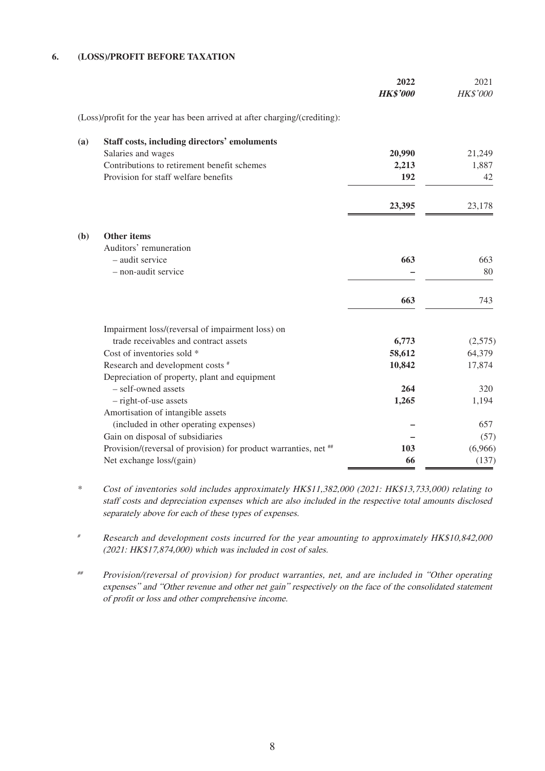## 6. (LOSS)/PROFIT BEFORE TAXATION

| | | 2022 | 2021 |
|---|---|---|---|
| | | ***HK$'000*** | *HK$'000* |
| | (Loss)/profit for the year has been arrived at after charging/(crediting): | | |
| **(a)** | **Staff costs, including directors' emoluments** | | |
| | Salaries and wages | **20,990** | 21,249 |
| | Contributions to retirement benefit schemes | **2,213** | 1,887 |
| | Provision for staff welfare benefits | **192** | 42 |
| | | **23,395** | 23,178 |
| **(b)** | **Other items** | | |
| | Auditors' remuneration | | |
| | – audit service | **663** | 663 |
| | – non-audit service | **–** | 80 |
| | | **663** | 743 |
| | Impairment loss/(reversal of impairment loss) on trade receivables and contract assets | **6,773** | (2,575) |
| | Cost of inventories sold * | **58,612** | 64,379 |
| | Research and development costs # | **10,842** | 17,874 |
| | Depreciation of property, plant and equipment | | |
| | – self-owned assets | **264** | 320 |
| | – right-of-use assets | **1,265** | 1,194 |
| | Amortisation of intangible assets (included in other operating expenses) | **–** | 657 |
| | Gain on disposal of subsidiaries | **–** | (57) |
| | Provision/(reversal of provision) for product warranties, net ## | **103** | (6,966) |
| | Net exchange loss/(gain) | **66** | (137) |

\* *Cost of inventories sold includes approximately HK$11,382,000 (2021: HK$13,733,000) relating to staff costs and depreciation expenses which are also included in the respective total amounts disclosed separately above for each of these types of expenses.*

\# *Research and development costs incurred for the year amounting to approximately HK$10,842,000 (2021: HK$17,874,000) which was included in cost of sales.*

\## *Provision/(reversal of provision) for product warranties, net, and are included in "Other operating expenses" and "Other revenue and other net gain" respectively on the face of the consolidated statement of profit or loss and other comprehensive income.*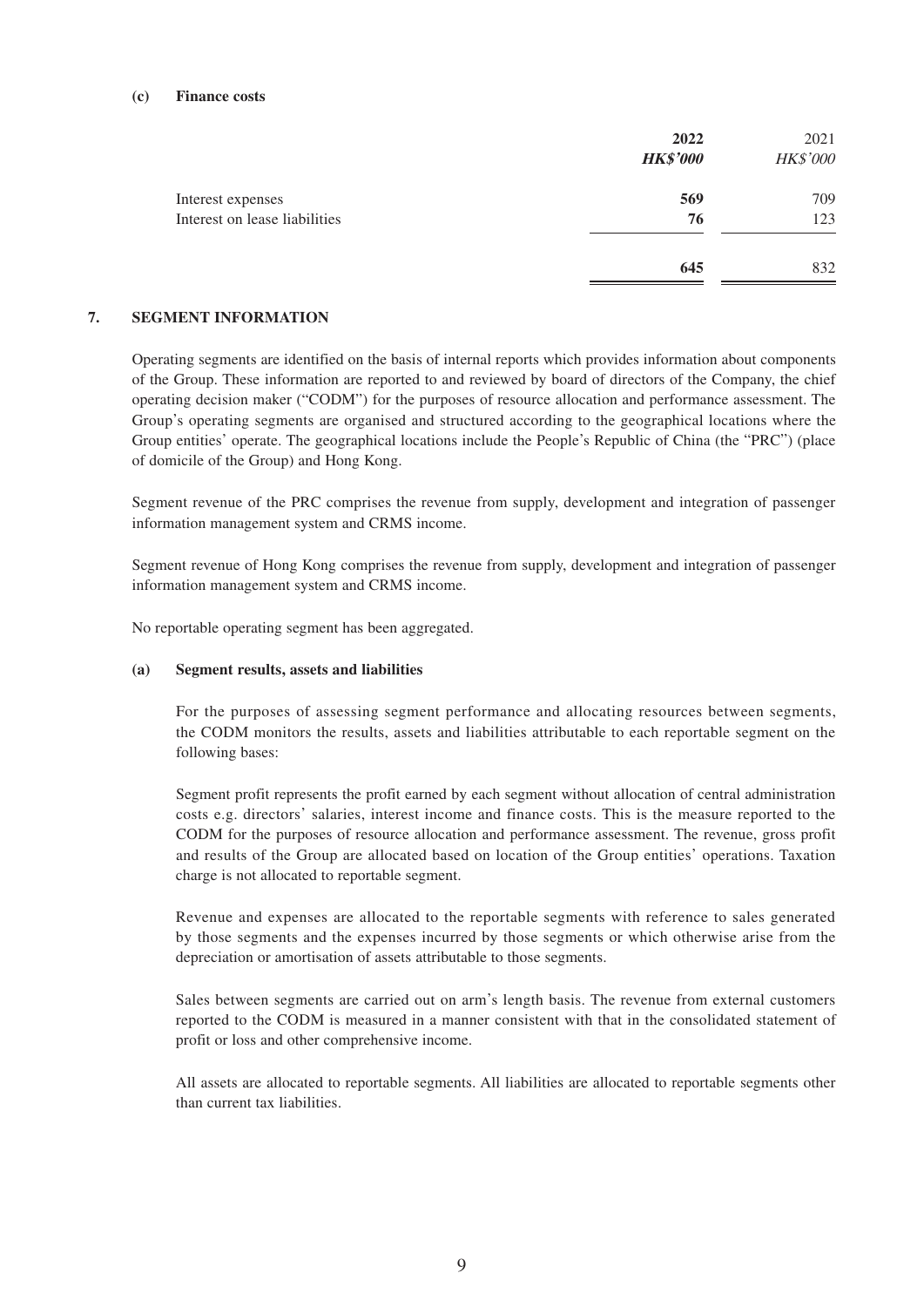**(c) Finance costs**

| | **2022** | 2021 |
|---|---|---|
| | ***HK$'000*** | *HK$'000* |
| Interest expenses | **569** | 709 |
| Interest on lease liabilities | **76** | 123 |
| | **645** | 832 |

## 7. SEGMENT INFORMATION

Operating segments are identified on the basis of internal reports which provides information about components of the Group. These information are reported to and reviewed by board of directors of the Company, the chief operating decision maker ("CODM") for the purposes of resource allocation and performance assessment. The Group's operating segments are organised and structured according to the geographical locations where the Group entities' operate. The geographical locations include the People's Republic of China (the "PRC") (place of domicile of the Group) and Hong Kong.

Segment revenue of the PRC comprises the revenue from supply, development and integration of passenger information management system and CRMS income.

Segment revenue of Hong Kong comprises the revenue from supply, development and integration of passenger information management system and CRMS income.

No reportable operating segment has been aggregated.

**(a) Segment results, assets and liabilities**

For the purposes of assessing segment performance and allocating resources between segments, the CODM monitors the results, assets and liabilities attributable to each reportable segment on the following bases:

Segment profit represents the profit earned by each segment without allocation of central administration costs e.g. directors' salaries, interest income and finance costs. This is the measure reported to the CODM for the purposes of resource allocation and performance assessment. The revenue, gross profit and results of the Group are allocated based on location of the Group entities' operations. Taxation charge is not allocated to reportable segment.

Revenue and expenses are allocated to the reportable segments with reference to sales generated by those segments and the expenses incurred by those segments or which otherwise arise from the depreciation or amortisation of assets attributable to those segments.

Sales between segments are carried out on arm's length basis. The revenue from external customers reported to the CODM is measured in a manner consistent with that in the consolidated statement of profit or loss and other comprehensive income.

All assets are allocated to reportable segments. All liabilities are allocated to reportable segments other than current tax liabilities.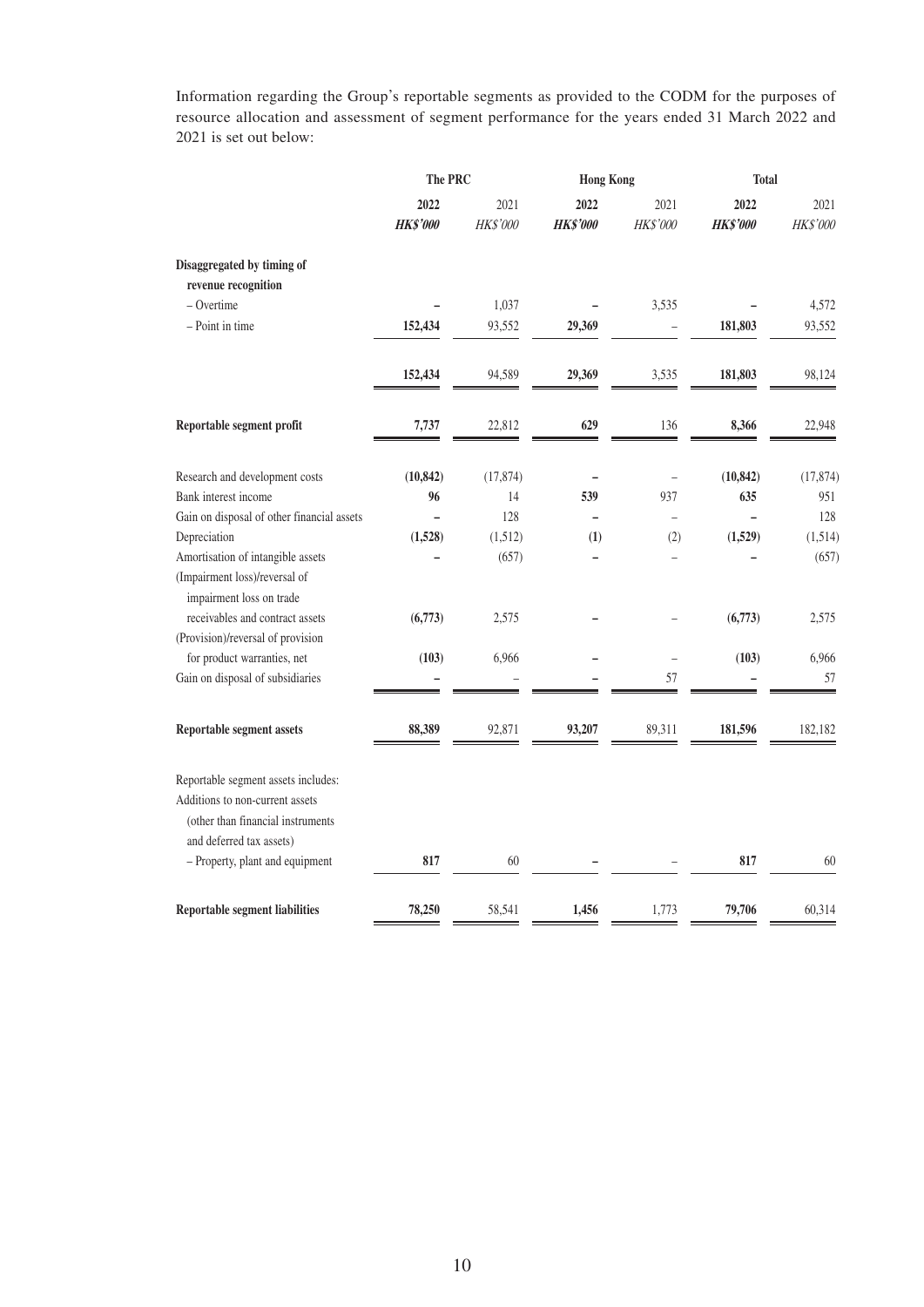Information regarding the Group's reportable segments as provided to the CODM for the purposes of resource allocation and assessment of segment performance for the years ended 31 March 2022 and 2021 is set out below:

| | The PRC | | Hong Kong | | Total | |
|---|---|---|---|---|---|---|
| | **2022** | 2021 | **2022** | 2021 | **2022** | 2021 |
| | ***HK$'000*** | *HK$'000* | ***HK$'000*** | *HK$'000* | ***HK$'000*** | *HK$'000* |
| **Disaggregated by timing of revenue recognition** | | | | | | |
| – Overtime | **–** | 1,037 | **–** | 3,535 | **–** | 4,572 |
| – Point in time | **152,434** | 93,552 | **29,369** | – | **181,803** | 93,552 |
| | **152,434** | 94,589 | **29,369** | 3,535 | **181,803** | 98,124 |
| **Reportable segment profit** | **7,737** | 22,812 | **629** | 136 | **8,366** | 22,948 |
| Research and development costs | **(10,842)** | (17,874) | **–** | – | **(10,842)** | (17,874) |
| Bank interest income | **96** | 14 | **539** | 937 | **635** | 951 |
| Gain on disposal of other financial assets | **–** | 128 | **–** | – | **–** | 128 |
| Depreciation | **(1,528)** | (1,512) | **(1)** | (2) | **(1,529)** | (1,514) |
| Amortisation of intangible assets | **–** | (657) | **–** | – | **–** | (657) |
| (Impairment loss)/reversal of impairment loss on trade receivables and contract assets | **(6,773)** | 2,575 | **–** | – | **(6,773)** | 2,575 |
| (Provision)/reversal of provision for product warranties, net | **(103)** | 6,966 | **–** | – | **(103)** | 6,966 |
| Gain on disposal of subsidiaries | **–** | – | **–** | 57 | **–** | 57 |
| **Reportable segment assets** | **88,389** | 92,871 | **93,207** | 89,311 | **181,596** | 182,182 |
| Reportable segment assets includes: Additions to non-current assets (other than financial instruments and deferred tax assets) | | | | | | |
| – Property, plant and equipment | **817** | 60 | **–** | – | **817** | 60 |
| **Reportable segment liabilities** | **78,250** | 58,541 | **1,456** | 1,773 | **79,706** | 60,314 |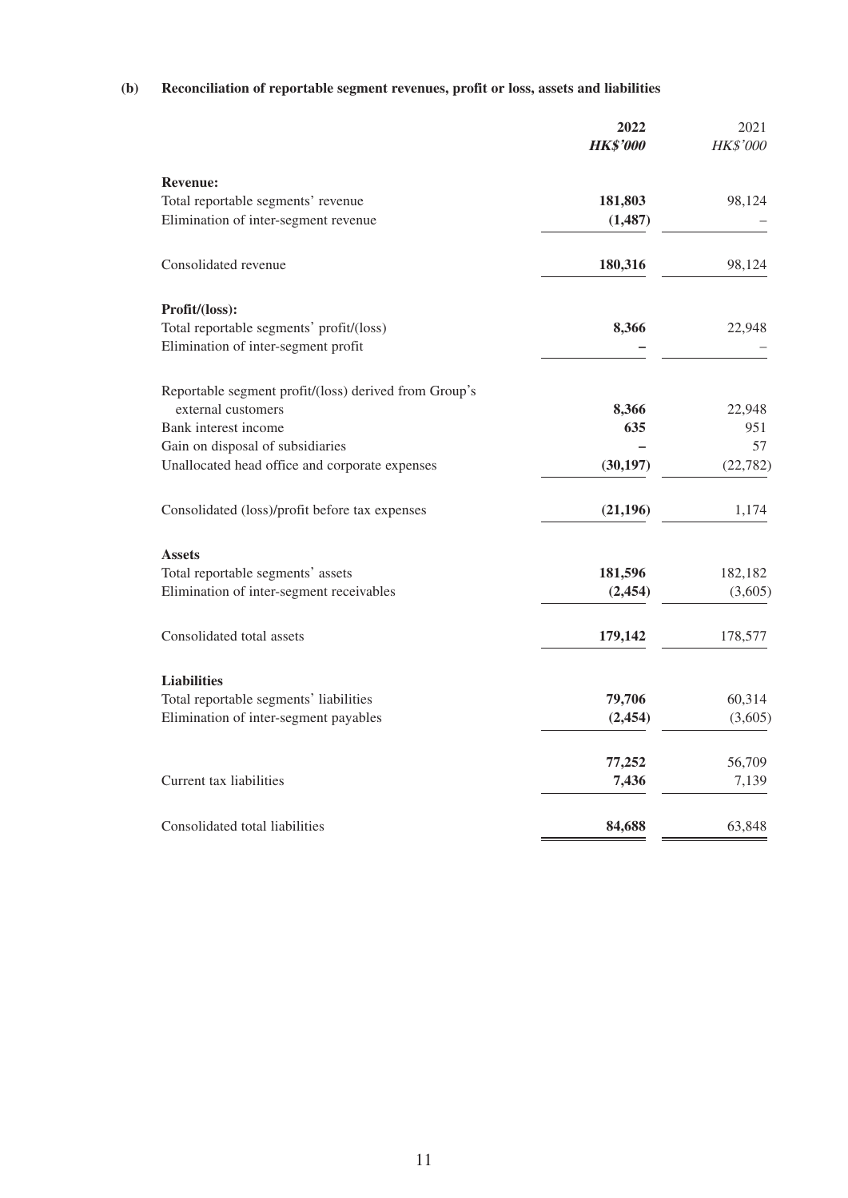### (b) Reconciliation of reportable segment revenues, profit or loss, assets and liabilities

| | 2022 | 2021 |
|---|---|---|
| | ***HK$'000*** | *HK$'000* |
| **Revenue:** | | |
| Total reportable segments' revenue | **181,803** | 98,124 |
| Elimination of inter-segment revenue | **(1,487)** | – |
| Consolidated revenue | **180,316** | 98,124 |
| **Profit/(loss):** | | |
| Total reportable segments' profit/(loss) | **8,366** | 22,948 |
| Elimination of inter-segment profit | **–** | – |
| Reportable segment profit/(loss) derived from Group's external customers | **8,366** | 22,948 |
| Bank interest income | **635** | 951 |
| Gain on disposal of subsidiaries | **–** | 57 |
| Unallocated head office and corporate expenses | **(30,197)** | (22,782) |
| Consolidated (loss)/profit before tax expenses | **(21,196)** | 1,174 |
| **Assets** | | |
| Total reportable segments' assets | **181,596** | 182,182 |
| Elimination of inter-segment receivables | **(2,454)** | (3,605) |
| Consolidated total assets | **179,142** | 178,577 |
| **Liabilities** | | |
| Total reportable segments' liabilities | **79,706** | 60,314 |
| Elimination of inter-segment payables | **(2,454)** | (3,605) |
| | **77,252** | 56,709 |
| Current tax liabilities | **7,436** | 7,139 |
| Consolidated total liabilities | **84,688** | 63,848 |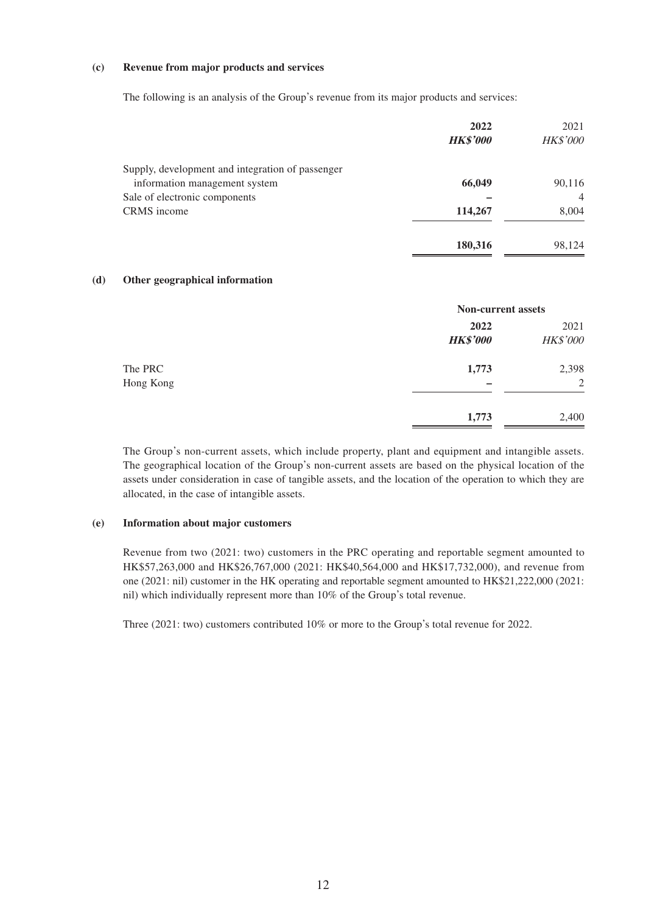**(c) Revenue from major products and services**

The following is an analysis of the Group's revenue from its major products and services:

| | **2022** | 2021 |
|---|---|---|
| | ***HK$'000*** | *HK$'000* |
| Supply, development and integration of passenger information management system | **66,049** | 90,116 |
| Sale of electronic components | **–** | 4 |
| CRMS income | **114,267** | 8,004 |
| | **180,316** | 98,124 |

**(d) Other geographical information**

| | **Non-current assets** | |
|---|---|---|
| | **2022** | 2021 |
| | ***HK$'000*** | *HK$'000* |
| The PRC | **1,773** | 2,398 |
| Hong Kong | **–** | 2 |
| | **1,773** | 2,400 |

The Group's non-current assets, which include property, plant and equipment and intangible assets. The geographical location of the Group's non-current assets are based on the physical location of the assets under consideration in case of tangible assets, and the location of the operation to which they are allocated, in the case of intangible assets.

**(e) Information about major customers**

Revenue from two (2021: two) customers in the PRC operating and reportable segment amounted to HK$57,263,000 and HK$26,767,000 (2021: HK$40,564,000 and HK$17,732,000), and revenue from one (2021: nil) customer in the HK operating and reportable segment amounted to HK$21,222,000 (2021: nil) which individually represent more than 10% of the Group's total revenue.

Three (2021: two) customers contributed 10% or more to the Group's total revenue for 2022.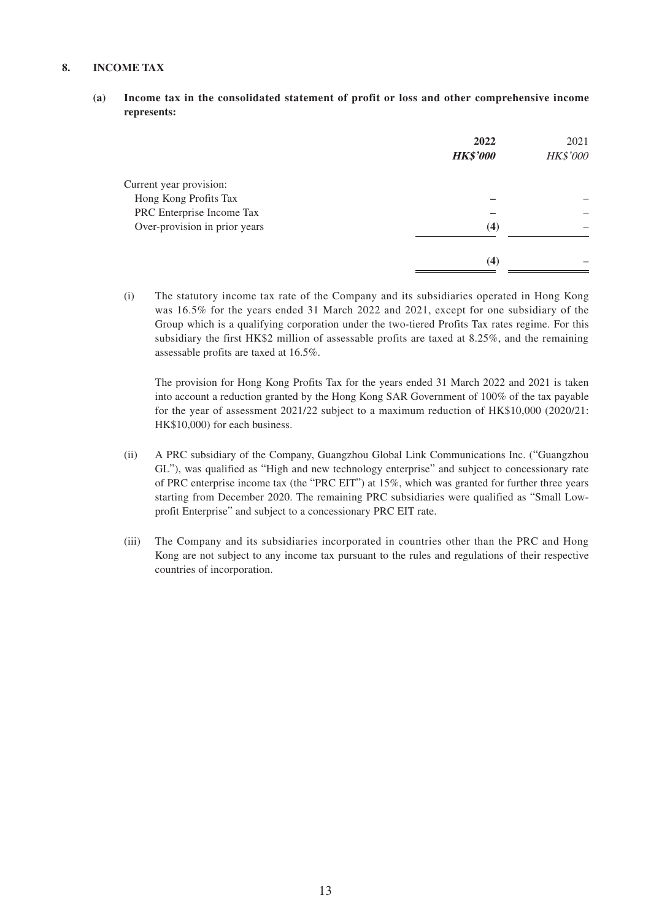## 8. INCOME TAX

**(a) Income tax in the consolidated statement of profit or loss and other comprehensive income represents:**

| | **2022** | 2021 |
|---|---|---|
| | ***HK$'000*** | *HK$'000* |
| Current year provision: | | |
| Hong Kong Profits Tax | **–** | – |
| PRC Enterprise Income Tax | **–** | – |
| Over-provision in prior years | **(4)** | – |
| | **(4)** | – |

(i) The statutory income tax rate of the Company and its subsidiaries operated in Hong Kong was 16.5% for the years ended 31 March 2022 and 2021, except for one subsidiary of the Group which is a qualifying corporation under the two-tiered Profits Tax rates regime. For this subsidiary the first HK$2 million of assessable profits are taxed at 8.25%, and the remaining assessable profits are taxed at 16.5%.

The provision for Hong Kong Profits Tax for the years ended 31 March 2022 and 2021 is taken into account a reduction granted by the Hong Kong SAR Government of 100% of the tax payable for the year of assessment 2021/22 subject to a maximum reduction of HK$10,000 (2020/21: HK$10,000) for each business.

(ii) A PRC subsidiary of the Company, Guangzhou Global Link Communications Inc. ("Guangzhou GL"), was qualified as "High and new technology enterprise" and subject to concessionary rate of PRC enterprise income tax (the "PRC EIT") at 15%, which was granted for further three years starting from December 2020. The remaining PRC subsidiaries were qualified as "Small Low-profit Enterprise" and subject to a concessionary PRC EIT rate.

(iii) The Company and its subsidiaries incorporated in countries other than the PRC and Hong Kong are not subject to any income tax pursuant to the rules and regulations of their respective countries of incorporation.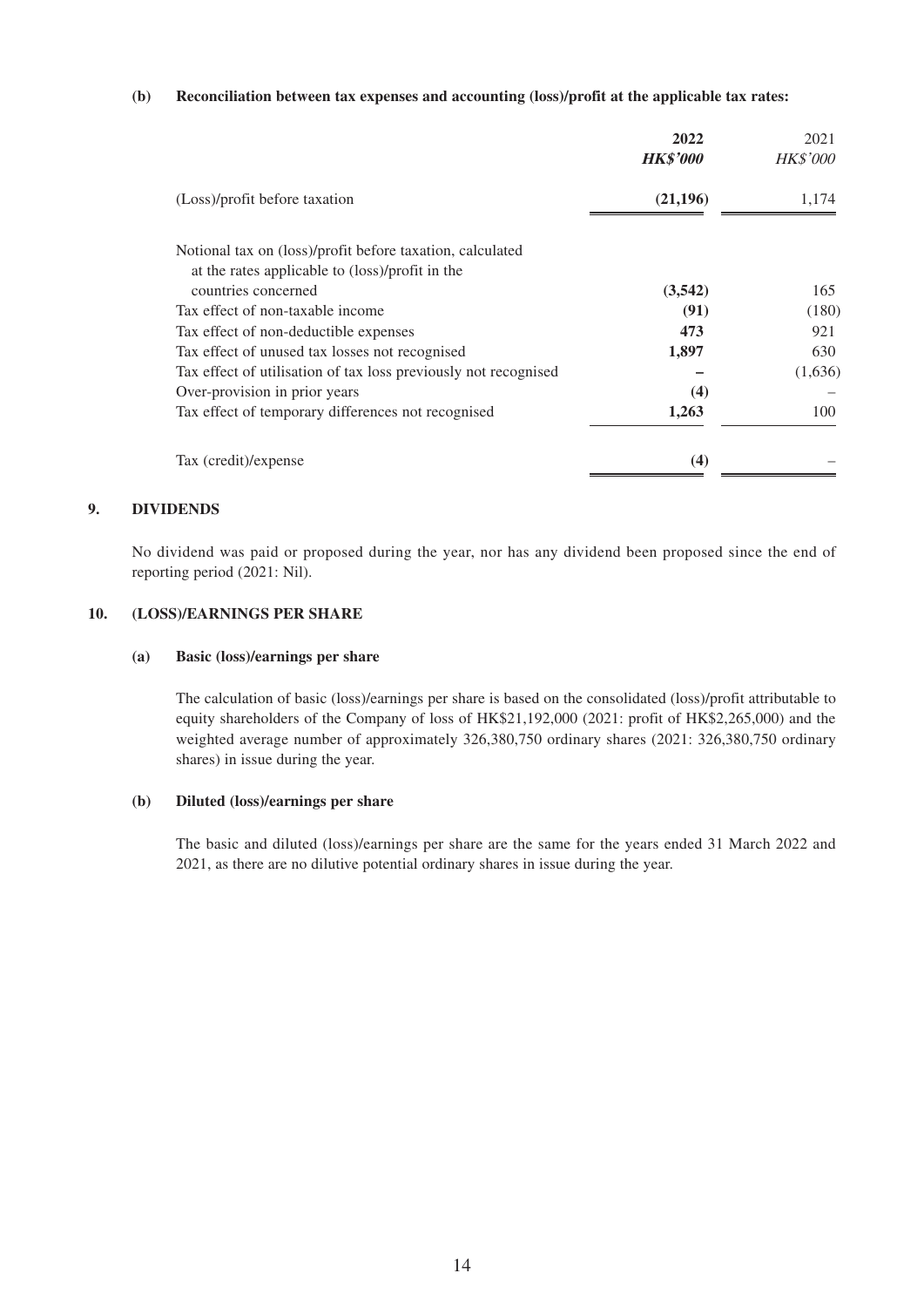**(b) Reconciliation between tax expenses and accounting (loss)/profit at the applicable tax rates:**

| | 2022 | 2021 |
|---|---|---|
| | ***HK$'000*** | *HK$'000* |
| (Loss)/profit before taxation | **(21,196)** | 1,174 |
| Notional tax on (loss)/profit before taxation, calculated at the rates applicable to (loss)/profit in the countries concerned | **(3,542)** | 165 |
| Tax effect of non-taxable income | **(91)** | (180) |
| Tax effect of non-deductible expenses | **473** | 921 |
| Tax effect of unused tax losses not recognised | **1,897** | 630 |
| Tax effect of utilisation of tax loss previously not recognised | **–** | (1,636) |
| Over-provision in prior years | **(4)** | – |
| Tax effect of temporary differences not recognised | **1,263** | 100 |
| Tax (credit)/expense | **(4)** | – |

## 9. DIVIDENDS

No dividend was paid or proposed during the year, nor has any dividend been proposed since the end of reporting period (2021: Nil).

## 10. (LOSS)/EARNINGS PER SHARE

### (a) Basic (loss)/earnings per share

The calculation of basic (loss)/earnings per share is based on the consolidated (loss)/profit attributable to equity shareholders of the Company of loss of HK$21,192,000 (2021: profit of HK$2,265,000) and the weighted average number of approximately 326,380,750 ordinary shares (2021: 326,380,750 ordinary shares) in issue during the year.

### (b) Diluted (loss)/earnings per share

The basic and diluted (loss)/earnings per share are the same for the years ended 31 March 2022 and 2021, as there are no dilutive potential ordinary shares in issue during the year.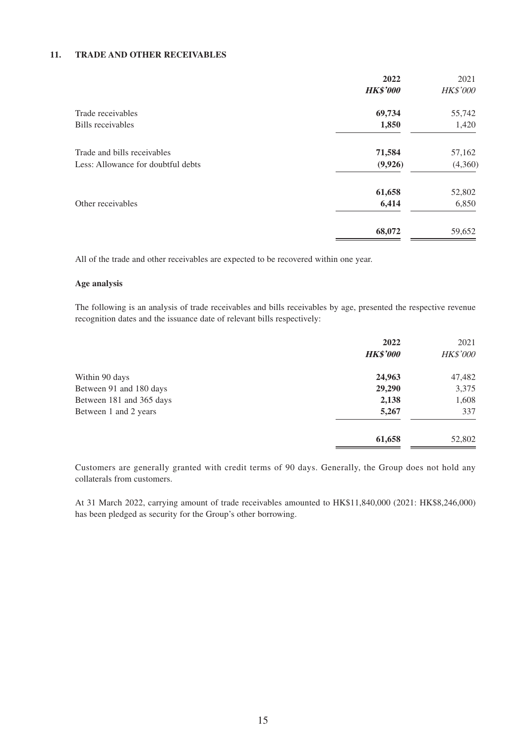## 11. TRADE AND OTHER RECEIVABLES

| | 2022 | 2021 |
|---|---|---|
| | ***HK$'000*** | *HK$'000* |
| Trade receivables | **69,734** | 55,742 |
| Bills receivables | **1,850** | 1,420 |
| Trade and bills receivables | **71,584** | 57,162 |
| Less: Allowance for doubtful debts | **(9,926)** | (4,360) |
| | **61,658** | 52,802 |
| Other receivables | **6,414** | 6,850 |
| | **68,072** | 59,652 |

All of the trade and other receivables are expected to be recovered within one year.

### Age analysis

The following is an analysis of trade receivables and bills receivables by age, presented the respective revenue recognition dates and the issuance date of relevant bills respectively:

| | 2022 | 2021 |
|---|---|---|
| | ***HK$'000*** | *HK$'000* |
| Within 90 days | **24,963** | 47,482 |
| Between 91 and 180 days | **29,290** | 3,375 |
| Between 181 and 365 days | **2,138** | 1,608 |
| Between 1 and 2 years | **5,267** | 337 |
| | **61,658** | 52,802 |

Customers are generally granted with credit terms of 90 days. Generally, the Group does not hold any collaterals from customers.

At 31 March 2022, carrying amount of trade receivables amounted to HK$11,840,000 (2021: HK$8,246,000) has been pledged as security for the Group's other borrowing.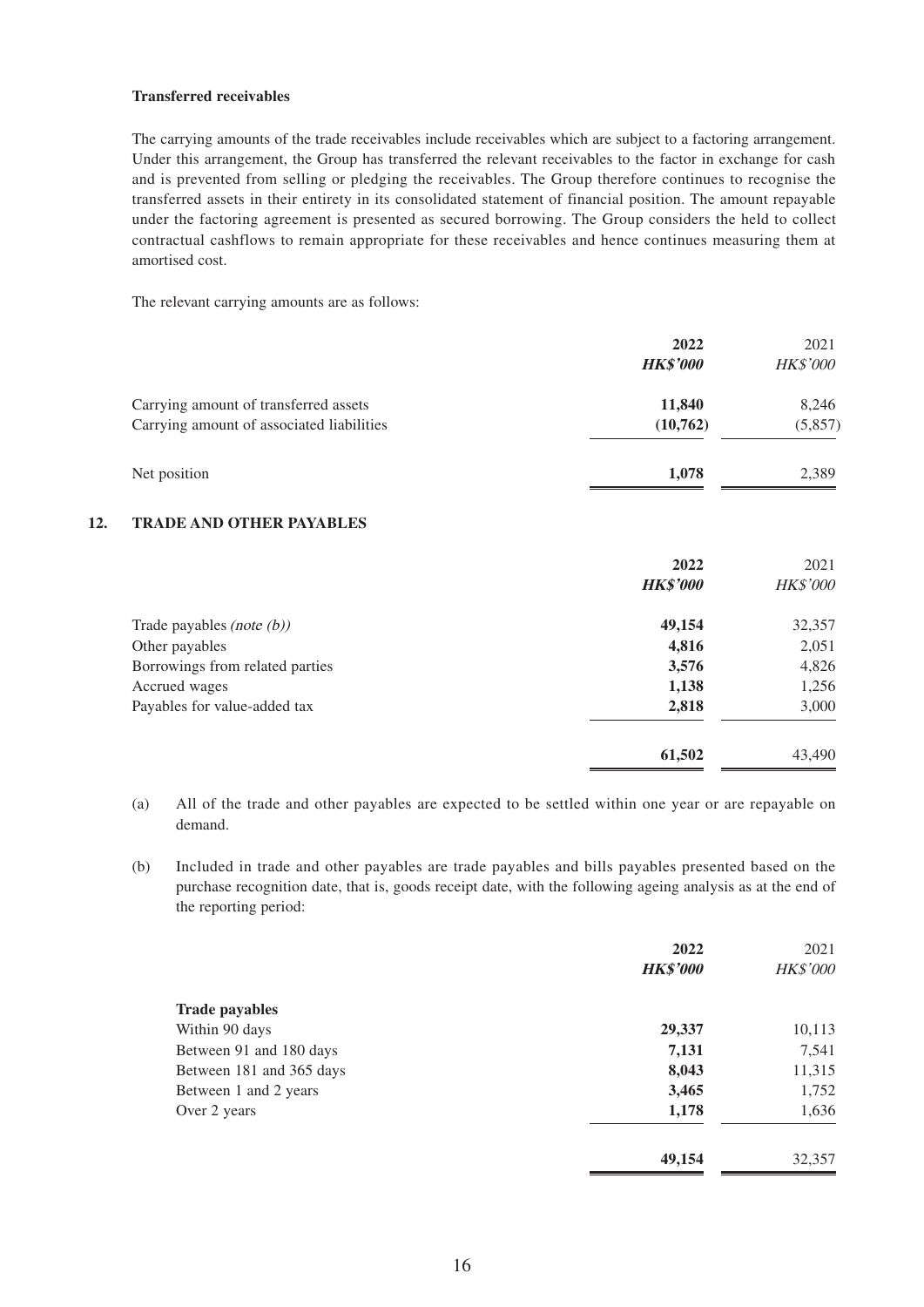**Transferred receivables**

The carrying amounts of the trade receivables include receivables which are subject to a factoring arrangement. Under this arrangement, the Group has transferred the relevant receivables to the factor in exchange for cash and is prevented from selling or pledging the receivables. The Group therefore continues to recognise the transferred assets in their entirety in its consolidated statement of financial position. The amount repayable under the factoring agreement is presented as secured borrowing. The Group considers the held to collect contractual cashflows to remain appropriate for these receivables and hence continues measuring them at amortised cost.

The relevant carrying amounts are as follows:

| | **2022** | 2021 |
|---|---|---|
| | ***HK$'000*** | *HK$'000* |
| Carrying amount of transferred assets | **11,840** | 8,246 |
| Carrying amount of associated liabilities | **(10,762)** | (5,857) |
| Net position | **1,078** | 2,389 |

## 12. TRADE AND OTHER PAYABLES

| | **2022** | 2021 |
|---|---|---|
| | ***HK$'000*** | *HK$'000* |
| Trade payables *(note (b))* | **49,154** | 32,357 |
| Other payables | **4,816** | 2,051 |
| Borrowings from related parties | **3,576** | 4,826 |
| Accrued wages | **1,138** | 1,256 |
| Payables for value-added tax | **2,818** | 3,000 |
| | **61,502** | 43,490 |

(a) All of the trade and other payables are expected to be settled within one year or are repayable on demand.

(b) Included in trade and other payables are trade payables and bills payables presented based on the purchase recognition date, that is, goods receipt date, with the following ageing analysis as at the end of the reporting period:

| | **2022** | 2021 |
|---|---|---|
| | ***HK$'000*** | *HK$'000* |
| **Trade payables** | | |
| Within 90 days | **29,337** | 10,113 |
| Between 91 and 180 days | **7,131** | 7,541 |
| Between 181 and 365 days | **8,043** | 11,315 |
| Between 1 and 2 years | **3,465** | 1,752 |
| Over 2 years | **1,178** | 1,636 |
| | **49,154** | 32,357 |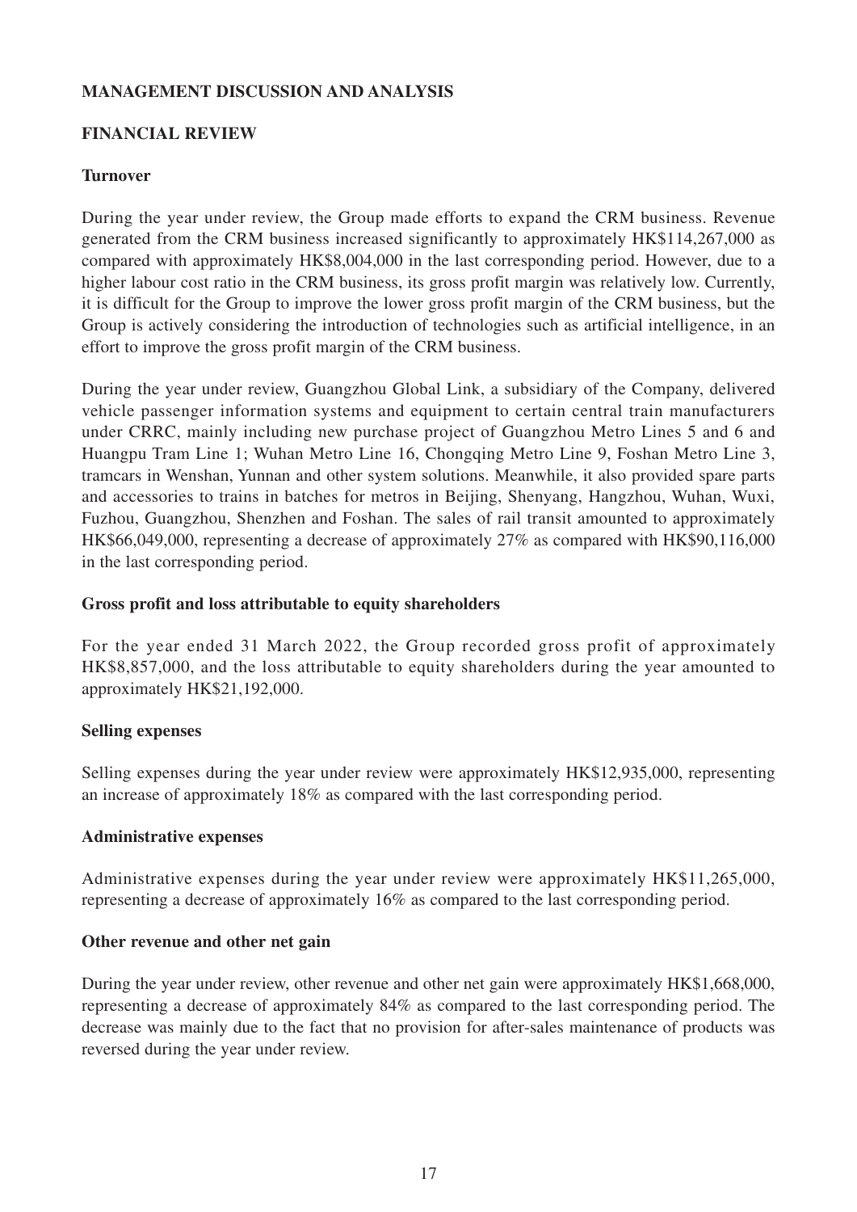## MANAGEMENT DISCUSSION AND ANALYSIS

### FINANCIAL REVIEW

#### Turnover

During the year under review, the Group made efforts to expand the CRM business. Revenue generated from the CRM business increased significantly to approximately HK$114,267,000 as compared with approximately HK$8,004,000 in the last corresponding period. However, due to a higher labour cost ratio in the CRM business, its gross profit margin was relatively low. Currently, it is difficult for the Group to improve the lower gross profit margin of the CRM business, but the Group is actively considering the introduction of technologies such as artificial intelligence, in an effort to improve the gross profit margin of the CRM business.

During the year under review, Guangzhou Global Link, a subsidiary of the Company, delivered vehicle passenger information systems and equipment to certain central train manufacturers under CRRC, mainly including new purchase project of Guangzhou Metro Lines 5 and 6 and Huangpu Tram Line 1; Wuhan Metro Line 16, Chongqing Metro Line 9, Foshan Metro Line 3, tramcars in Wenshan, Yunnan and other system solutions. Meanwhile, it also provided spare parts and accessories to trains in batches for metros in Beijing, Shenyang, Hangzhou, Wuhan, Wuxi, Fuzhou, Guangzhou, Shenzhen and Foshan. The sales of rail transit amounted to approximately HK$66,049,000, representing a decrease of approximately 27% as compared with HK$90,116,000 in the last corresponding period.

#### Gross profit and loss attributable to equity shareholders

For the year ended 31 March 2022, the Group recorded gross profit of approximately HK$8,857,000, and the loss attributable to equity shareholders during the year amounted to approximately HK$21,192,000.

#### Selling expenses

Selling expenses during the year under review were approximately HK$12,935,000, representing an increase of approximately 18% as compared with the last corresponding period.

#### Administrative expenses

Administrative expenses during the year under review were approximately HK$11,265,000, representing a decrease of approximately 16% as compared to the last corresponding period.

#### Other revenue and other net gain

During the year under review, other revenue and other net gain were approximately HK$1,668,000, representing a decrease of approximately 84% as compared to the last corresponding period. The decrease was mainly due to the fact that no provision for after-sales maintenance of products was reversed during the year under review.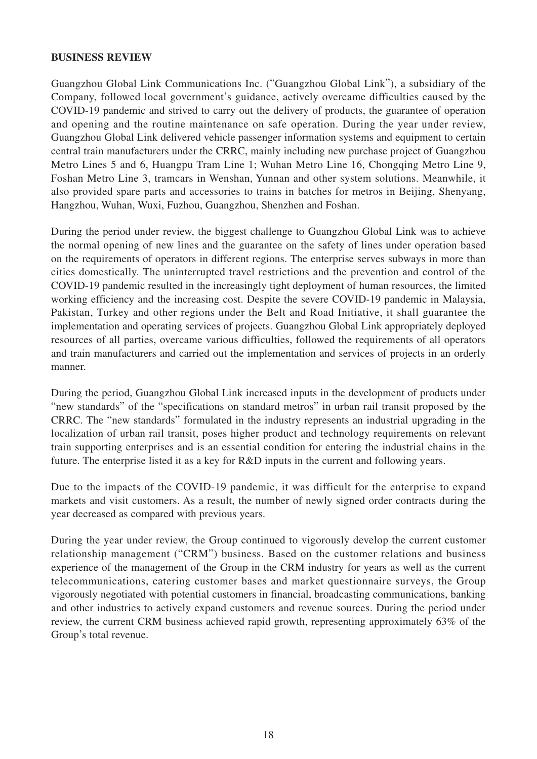**BUSINESS REVIEW**

Guangzhou Global Link Communications Inc. ("Guangzhou Global Link"), a subsidiary of the Company, followed local government's guidance, actively overcame difficulties caused by the COVID-19 pandemic and strived to carry out the delivery of products, the guarantee of operation and opening and the routine maintenance on safe operation. During the year under review, Guangzhou Global Link delivered vehicle passenger information systems and equipment to certain central train manufacturers under the CRRC, mainly including new purchase project of Guangzhou Metro Lines 5 and 6, Huangpu Tram Line 1; Wuhan Metro Line 16, Chongqing Metro Line 9, Foshan Metro Line 3, tramcars in Wenshan, Yunnan and other system solutions. Meanwhile, it also provided spare parts and accessories to trains in batches for metros in Beijing, Shenyang, Hangzhou, Wuhan, Wuxi, Fuzhou, Guangzhou, Shenzhen and Foshan.

During the period under review, the biggest challenge to Guangzhou Global Link was to achieve the normal opening of new lines and the guarantee on the safety of lines under operation based on the requirements of operators in different regions. The enterprise serves subways in more than cities domestically. The uninterrupted travel restrictions and the prevention and control of the COVID-19 pandemic resulted in the increasingly tight deployment of human resources, the limited working efficiency and the increasing cost. Despite the severe COVID-19 pandemic in Malaysia, Pakistan, Turkey and other regions under the Belt and Road Initiative, it shall guarantee the implementation and operating services of projects. Guangzhou Global Link appropriately deployed resources of all parties, overcame various difficulties, followed the requirements of all operators and train manufacturers and carried out the implementation and services of projects in an orderly manner.

During the period, Guangzhou Global Link increased inputs in the development of products under "new standards" of the "specifications on standard metros" in urban rail transit proposed by the CRRC. The "new standards" formulated in the industry represents an industrial upgrading in the localization of urban rail transit, poses higher product and technology requirements on relevant train supporting enterprises and is an essential condition for entering the industrial chains in the future. The enterprise listed it as a key for R&D inputs in the current and following years.

Due to the impacts of the COVID-19 pandemic, it was difficult for the enterprise to expand markets and visit customers. As a result, the number of newly signed order contracts during the year decreased as compared with previous years.

During the year under review, the Group continued to vigorously develop the current customer relationship management ("CRM") business. Based on the customer relations and business experience of the management of the Group in the CRM industry for years as well as the current telecommunications, catering customer bases and market questionnaire surveys, the Group vigorously negotiated with potential customers in financial, broadcasting communications, banking and other industries to actively expand customers and revenue sources. During the period under review, the current CRM business achieved rapid growth, representing approximately 63% of the Group's total revenue.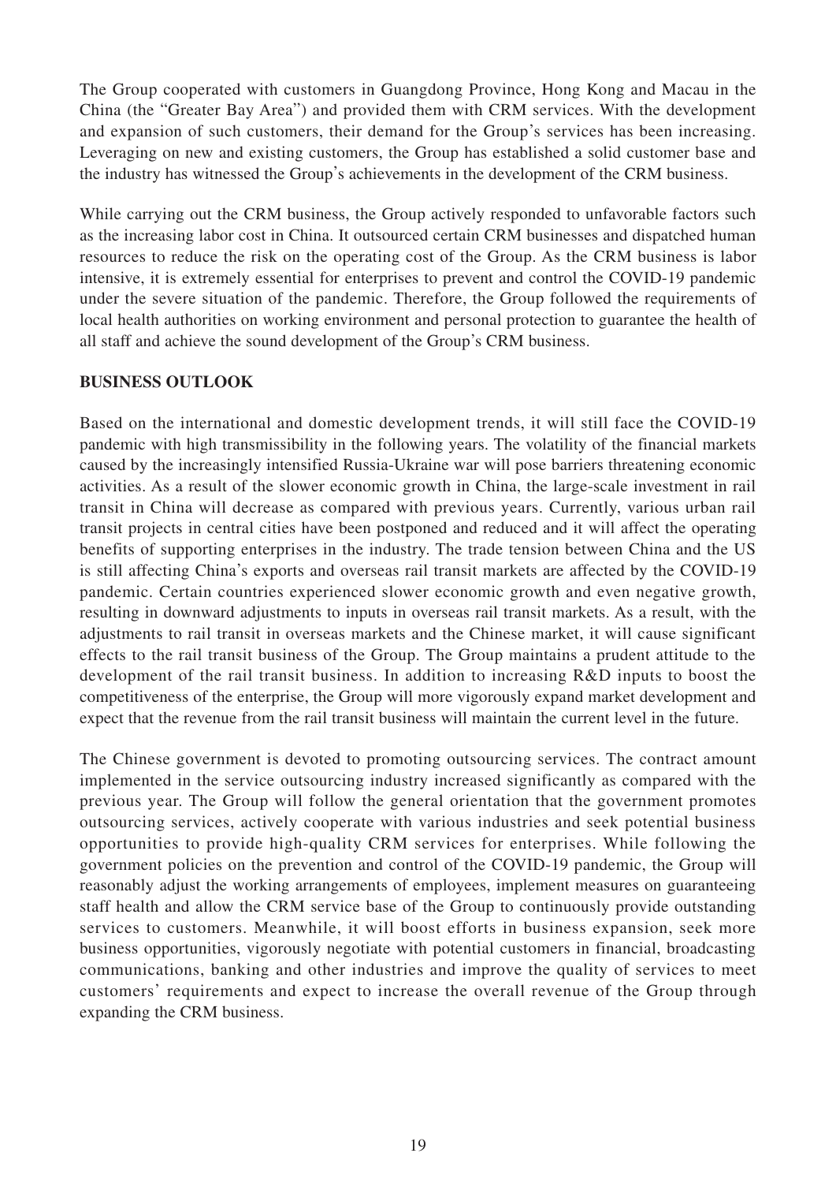The Group cooperated with customers in Guangdong Province, Hong Kong and Macau in the China (the "Greater Bay Area") and provided them with CRM services. With the development and expansion of such customers, their demand for the Group's services has been increasing. Leveraging on new and existing customers, the Group has established a solid customer base and the industry has witnessed the Group's achievements in the development of the CRM business.

While carrying out the CRM business, the Group actively responded to unfavorable factors such as the increasing labor cost in China. It outsourced certain CRM businesses and dispatched human resources to reduce the risk on the operating cost of the Group. As the CRM business is labor intensive, it is extremely essential for enterprises to prevent and control the COVID-19 pandemic under the severe situation of the pandemic. Therefore, the Group followed the requirements of local health authorities on working environment and personal protection to guarantee the health of all staff and achieve the sound development of the Group's CRM business.

## BUSINESS OUTLOOK

Based on the international and domestic development trends, it will still face the COVID-19 pandemic with high transmissibility in the following years. The volatility of the financial markets caused by the increasingly intensified Russia-Ukraine war will pose barriers threatening economic activities. As a result of the slower economic growth in China, the large-scale investment in rail transit in China will decrease as compared with previous years. Currently, various urban rail transit projects in central cities have been postponed and reduced and it will affect the operating benefits of supporting enterprises in the industry. The trade tension between China and the US is still affecting China's exports and overseas rail transit markets are affected by the COVID-19 pandemic. Certain countries experienced slower economic growth and even negative growth, resulting in downward adjustments to inputs in overseas rail transit markets. As a result, with the adjustments to rail transit in overseas markets and the Chinese market, it will cause significant effects to the rail transit business of the Group. The Group maintains a prudent attitude to the development of the rail transit business. In addition to increasing R&D inputs to boost the competitiveness of the enterprise, the Group will more vigorously expand market development and expect that the revenue from the rail transit business will maintain the current level in the future.

The Chinese government is devoted to promoting outsourcing services. The contract amount implemented in the service outsourcing industry increased significantly as compared with the previous year. The Group will follow the general orientation that the government promotes outsourcing services, actively cooperate with various industries and seek potential business opportunities to provide high-quality CRM services for enterprises. While following the government policies on the prevention and control of the COVID-19 pandemic, the Group will reasonably adjust the working arrangements of employees, implement measures on guaranteeing staff health and allow the CRM service base of the Group to continuously provide outstanding services to customers. Meanwhile, it will boost efforts in business expansion, seek more business opportunities, vigorously negotiate with potential customers in financial, broadcasting communications, banking and other industries and improve the quality of services to meet customers' requirements and expect to increase the overall revenue of the Group through expanding the CRM business.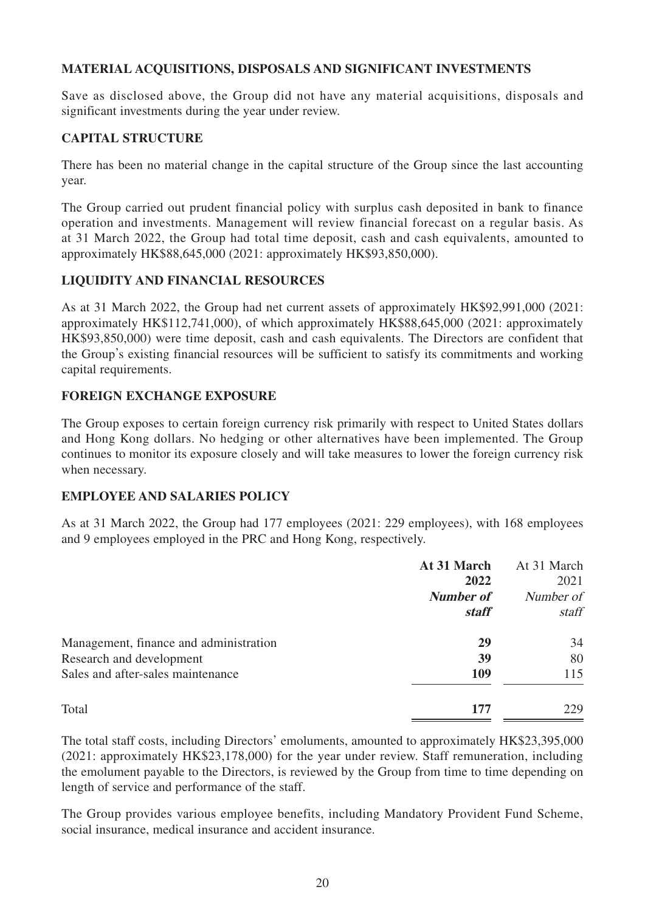## MATERIAL ACQUISITIONS, DISPOSALS AND SIGNIFICANT INVESTMENTS

Save as disclosed above, the Group did not have any material acquisitions, disposals and significant investments during the year under review.

## CAPITAL STRUCTURE

There has been no material change in the capital structure of the Group since the last accounting year.

The Group carried out prudent financial policy with surplus cash deposited in bank to finance operation and investments. Management will review financial forecast on a regular basis. As at 31 March 2022, the Group had total time deposit, cash and cash equivalents, amounted to approximately HK$88,645,000 (2021: approximately HK$93,850,000).

## LIQUIDITY AND FINANCIAL RESOURCES

As at 31 March 2022, the Group had net current assets of approximately HK$92,991,000 (2021: approximately HK$112,741,000), of which approximately HK$88,645,000 (2021: approximately HK$93,850,000) were time deposit, cash and cash equivalents. The Directors are confident that the Group's existing financial resources will be sufficient to satisfy its commitments and working capital requirements.

## FOREIGN EXCHANGE EXPOSURE

The Group exposes to certain foreign currency risk primarily with respect to United States dollars and Hong Kong dollars. No hedging or other alternatives have been implemented. The Group continues to monitor its exposure closely and will take measures to lower the foreign currency risk when necessary.

## EMPLOYEE AND SALARIES POLICY

As at 31 March 2022, the Group had 177 employees (2021: 229 employees), with 168 employees and 9 employees employed in the PRC and Hong Kong, respectively.

| | **At 31 March 2022** | At 31 March 2021 |
|---|---|---|
| | ***Number of staff*** | *Number of staff* |
| Management, finance and administration | **29** | 34 |
| Research and development | **39** | 80 |
| Sales and after-sales maintenance | **109** | 115 |
| Total | **177** | 229 |

The total staff costs, including Directors' emoluments, amounted to approximately HK$23,395,000 (2021: approximately HK$23,178,000) for the year under review. Staff remuneration, including the emolument payable to the Directors, is reviewed by the Group from time to time depending on length of service and performance of the staff.

The Group provides various employee benefits, including Mandatory Provident Fund Scheme, social insurance, medical insurance and accident insurance.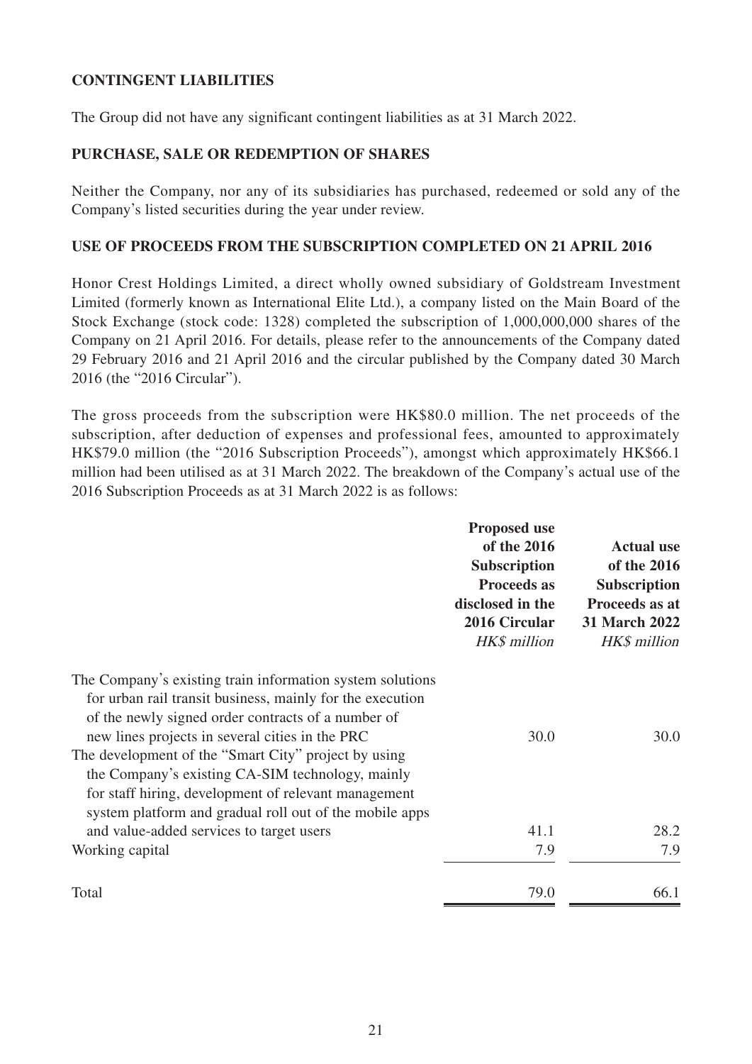## CONTINGENT LIABILITIES

The Group did not have any significant contingent liabilities as at 31 March 2022.

## PURCHASE, SALE OR REDEMPTION OF SHARES

Neither the Company, nor any of its subsidiaries has purchased, redeemed or sold any of the Company's listed securities during the year under review.

## USE OF PROCEEDS FROM THE SUBSCRIPTION COMPLETED ON 21 APRIL 2016

Honor Crest Holdings Limited, a direct wholly owned subsidiary of Goldstream Investment Limited (formerly known as International Elite Ltd.), a company listed on the Main Board of the Stock Exchange (stock code: 1328) completed the subscription of 1,000,000,000 shares of the Company on 21 April 2016. For details, please refer to the announcements of the Company dated 29 February 2016 and 21 April 2016 and the circular published by the Company dated 30 March 2016 (the "2016 Circular").

The gross proceeds from the subscription were HK$80.0 million. The net proceeds of the subscription, after deduction of expenses and professional fees, amounted to approximately HK$79.0 million (the "2016 Subscription Proceeds"), amongst which approximately HK$66.1 million had been utilised as at 31 March 2022. The breakdown of the Company's actual use of the 2016 Subscription Proceeds as at 31 March 2022 is as follows:

| | **Proposed use of the 2016 Subscription Proceeds as disclosed in the 2016 Circular** | **Actual use of the 2016 Subscription Proceeds as at 31 March 2022** |
|---|---|---|
| | *HK$ million* | *HK$ million* |
| The Company's existing train information system solutions for urban rail transit business, mainly for the execution of the newly signed order contracts of a number of new lines projects in several cities in the PRC | 30.0 | 30.0 |
| The development of the "Smart City" project by using the Company's existing CA-SIM technology, mainly for staff hiring, development of relevant management system platform and gradual roll out of the mobile apps and value-added services to target users | 41.1 | 28.2 |
| Working capital | 7.9 | 7.9 |
| Total | 79.0 | 66.1 |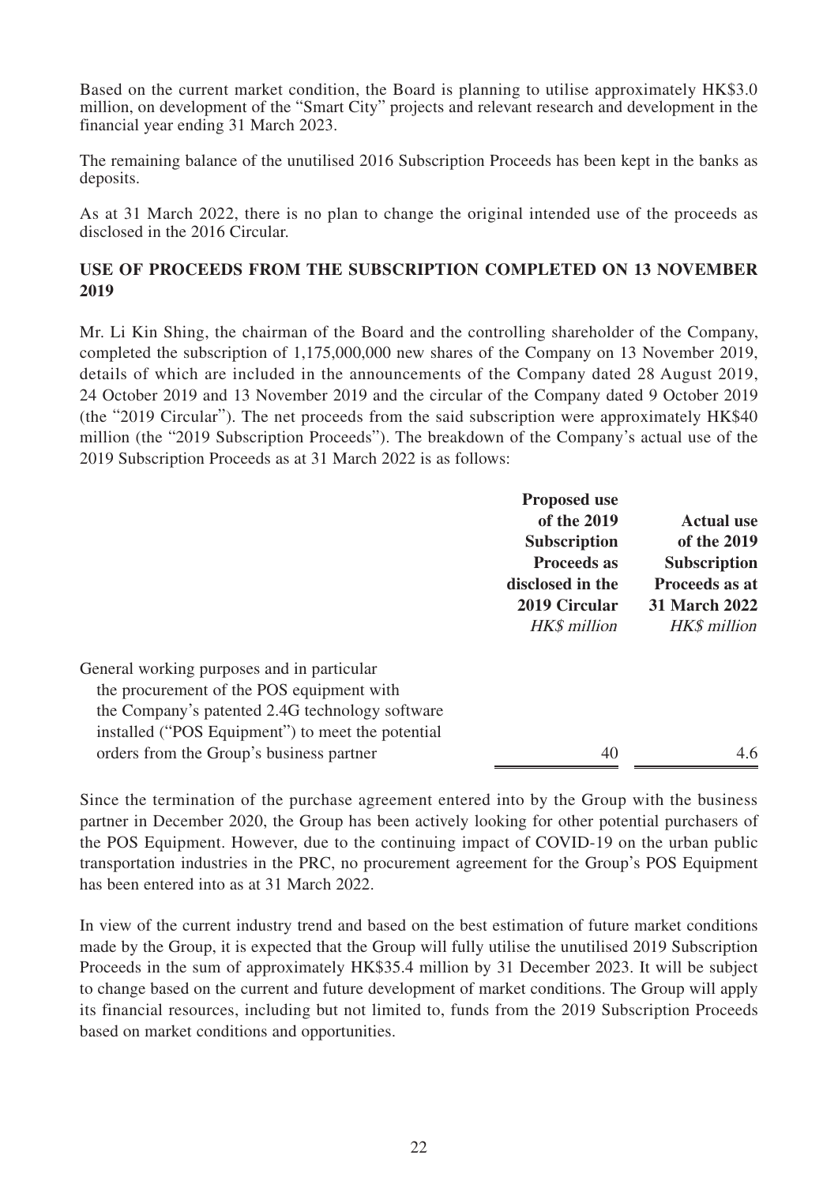Based on the current market condition, the Board is planning to utilise approximately HK$3.0 million, on development of the "Smart City" projects and relevant research and development in the financial year ending 31 March 2023.

The remaining balance of the unutilised 2016 Subscription Proceeds has been kept in the banks as deposits.

As at 31 March 2022, there is no plan to change the original intended use of the proceeds as disclosed in the 2016 Circular.

## USE OF PROCEEDS FROM THE SUBSCRIPTION COMPLETED ON 13 NOVEMBER 2019

Mr. Li Kin Shing, the chairman of the Board and the controlling shareholder of the Company, completed the subscription of 1,175,000,000 new shares of the Company on 13 November 2019, details of which are included in the announcements of the Company dated 28 August 2019, 24 October 2019 and 13 November 2019 and the circular of the Company dated 9 October 2019 (the "2019 Circular"). The net proceeds from the said subscription were approximately HK$40 million (the "2019 Subscription Proceeds"). The breakdown of the Company's actual use of the 2019 Subscription Proceeds as at 31 March 2022 is as follows:

| | **Proposed use of the 2019 Subscription Proceeds as disclosed in the 2019 Circular** | **Actual use of the 2019 Subscription Proceeds as at 31 March 2022** |
|---|---|---|
| | *HK$ million* | *HK$ million* |
| General working purposes and in particular the procurement of the POS equipment with the Company's patented 2.4G technology software installed ("POS Equipment") to meet the potential orders from the Group's business partner | 40 | 4.6 |

Since the termination of the purchase agreement entered into by the Group with the business partner in December 2020, the Group has been actively looking for other potential purchasers of the POS Equipment. However, due to the continuing impact of COVID-19 on the urban public transportation industries in the PRC, no procurement agreement for the Group's POS Equipment has been entered into as at 31 March 2022.

In view of the current industry trend and based on the best estimation of future market conditions made by the Group, it is expected that the Group will fully utilise the unutilised 2019 Subscription Proceeds in the sum of approximately HK$35.4 million by 31 December 2023. It will be subject to change based on the current and future development of market conditions. The Group will apply its financial resources, including but not limited to, funds from the 2019 Subscription Proceeds based on market conditions and opportunities.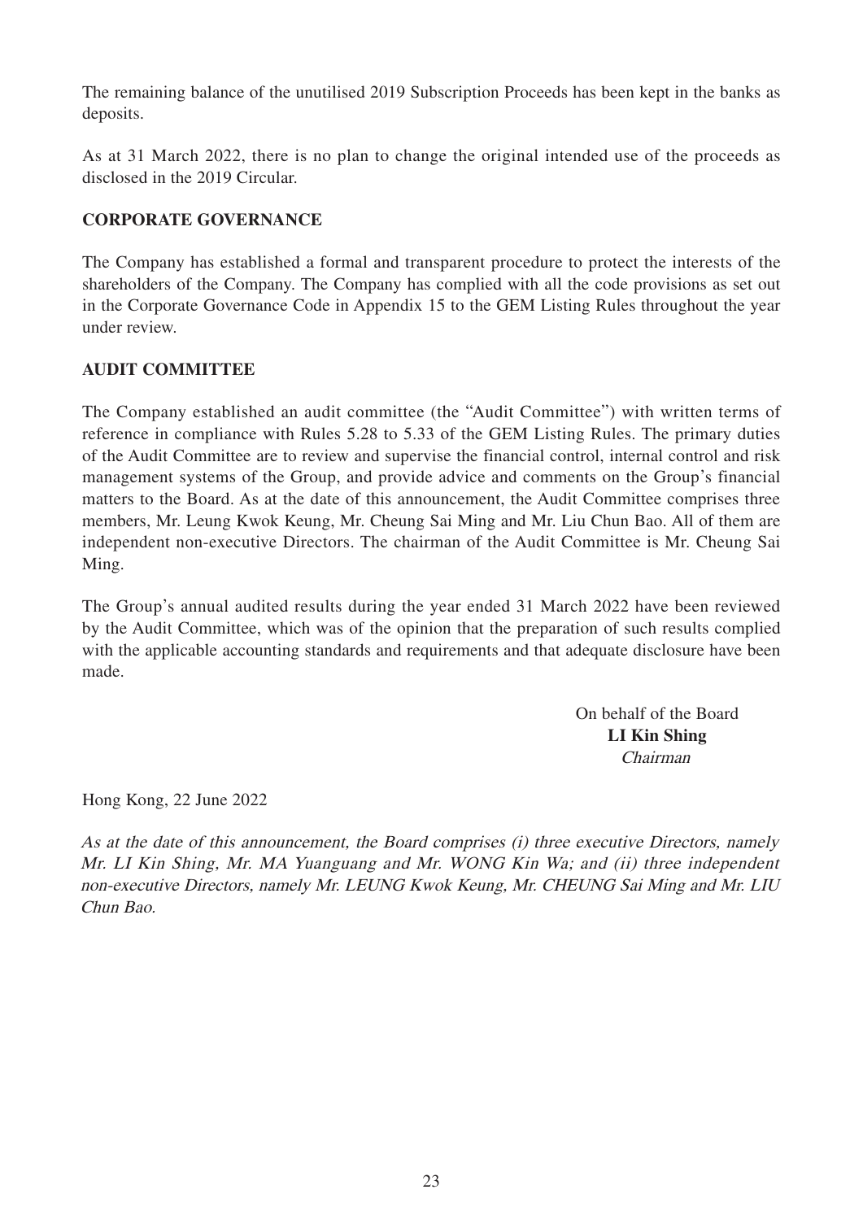The remaining balance of the unutilised 2019 Subscription Proceeds has been kept in the banks as deposits.

As at 31 March 2022, there is no plan to change the original intended use of the proceeds as disclosed in the 2019 Circular.

## CORPORATE GOVERNANCE

The Company has established a formal and transparent procedure to protect the interests of the shareholders of the Company. The Company has complied with all the code provisions as set out in the Corporate Governance Code in Appendix 15 to the GEM Listing Rules throughout the year under review.

## AUDIT COMMITTEE

The Company established an audit committee (the "Audit Committee") with written terms of reference in compliance with Rules 5.28 to 5.33 of the GEM Listing Rules. The primary duties of the Audit Committee are to review and supervise the financial control, internal control and risk management systems of the Group, and provide advice and comments on the Group's financial matters to the Board. As at the date of this announcement, the Audit Committee comprises three members, Mr. Leung Kwok Keung, Mr. Cheung Sai Ming and Mr. Liu Chun Bao. All of them are independent non-executive Directors. The chairman of the Audit Committee is Mr. Cheung Sai Ming.

The Group's annual audited results during the year ended 31 March 2022 have been reviewed by the Audit Committee, which was of the opinion that the preparation of such results complied with the applicable accounting standards and requirements and that adequate disclosure have been made.

On behalf of the Board
**LI Kin Shing**
*Chairman*

Hong Kong, 22 June 2022

*As at the date of this announcement, the Board comprises (i) three executive Directors, namely Mr. LI Kin Shing, Mr. MA Yuanguang and Mr. WONG Kin Wa; and (ii) three independent non-executive Directors, namely Mr. LEUNG Kwok Keung, Mr. CHEUNG Sai Ming and Mr. LIU Chun Bao.*